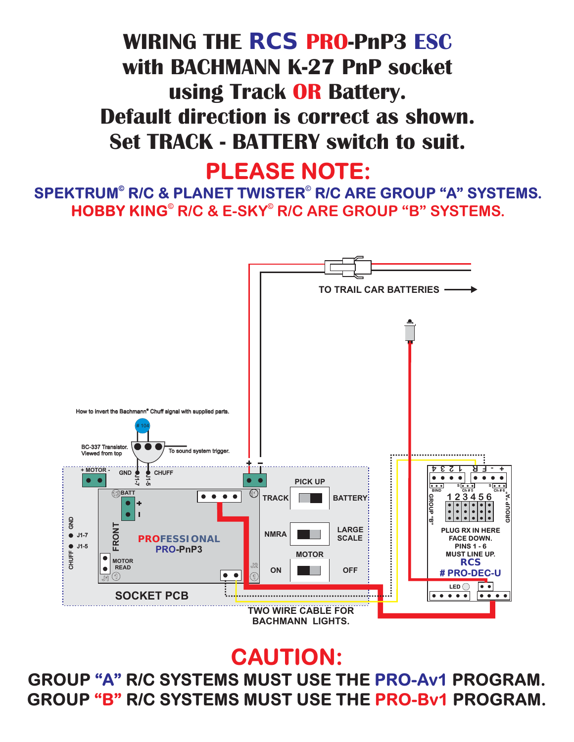# WIRING THE RCS PRO-PnP3 ESC with BACHMANN K-27 PnP socket using Track OR Battery. Default direction is correct as shown. Set TRACK - BATTERY switch to suit.

## PLEASE NOTE:

**SPEKTRUM© R/C & PLANET TWISTER© R/C ARE GROUP "A" SYSTEMS.**
**HOBBY KING© R/C & E-SKY© R/C ARE GROUP "B" SYSTEMS.**

TO TRAIL CAR BATTERIES →

How to invert the Bachmann® Chuff signal with supplied parts.

# 104

BC-337 Transistor. Viewed from top

To sound system trigger.

\+ MOTOR - GND CHUFF J1-7 J1-5 + -

GND J1-7 J1-5 CHUFF

BATT + - FRONT

PROFESSIONAL PRO-PnP3

MOTOR READ J1 J2

PICK UP: TRACK / BATTERY

NMRA / LARGE SCALE

MOTOR: ON / OFF

SOCKET PCB

TWO WIRE CABLE FOR BACHMANN LIGHTS.

4 3 2 1 R F - +

BIND Ch # 5 Ch # 6 S S

GROUP "B" GROUP "A"

1 2 3 4 5 6

PLUG RX IN HERE FACE DOWN. PINS 1 - 6 MUST LINE UP.

RCS # PRO-DEC-U

LED

## CAUTION:

**GROUP "A" R/C SYSTEMS MUST USE THE PRO-Av1 PROGRAM.**
**GROUP "B" R/C SYSTEMS MUST USE THE PRO-Bv1 PROGRAM.**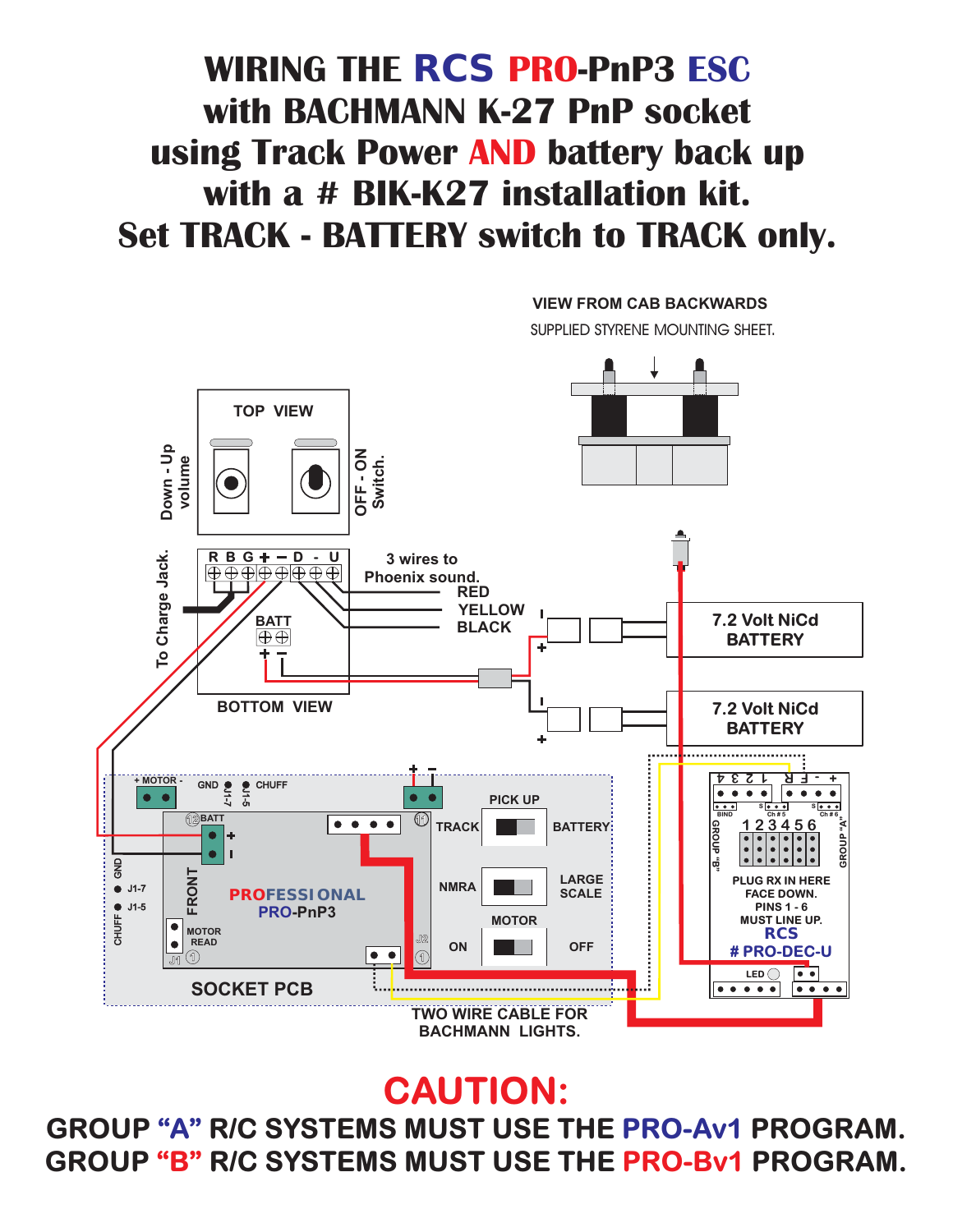# WIRING THE RCS PRO-PnP3 ESC with BACHMANN K-27 PnP socket using Track Power AND battery back up with a # BIK-K27 installation kit. Set TRACK - BATTERY switch to TRACK only.

VIEW FROM CAB BACKWARDS

SUPPLIED STYRENE MOUNTING SHEET.

TOP VIEW

Down - Up volume

OFF - ON Switch.

To Charge Jack.

R B G + – D - U

3 wires to Phoenix sound.

RED

YELLOW

BLACK

BATT

BOTTOM VIEW

7.2 Volt NiCd BATTERY

7.2 Volt NiCd BATTERY

+ MOTOR -

GND

CHUFF

J1-7

J1-5

BATT

PICK UP

TRACK

BATTERY

NMRA

LARGE SCALE

MOTOR

ON

OFF

FRONT

PROFESSIONAL

PRO-PnP3

MOTOR READ

J1

J2

SOCKET PCB

TWO WIRE CABLE FOR BACHMANN LIGHTS.

BIND

Ch # 5

Ch # 6

GROUP "B"

GROUP "A"

1 2 3 4 5 6

PLUG RX IN HERE FACE DOWN. PINS 1 - 6 MUST LINE UP.

RCS

# PRO-DEC-U

LED

## CAUTION:

**GROUP "A" R/C SYSTEMS MUST USE THE PRO-Av1 PROGRAM.**

**GROUP "B" R/C SYSTEMS MUST USE THE PRO-Bv1 PROGRAM.**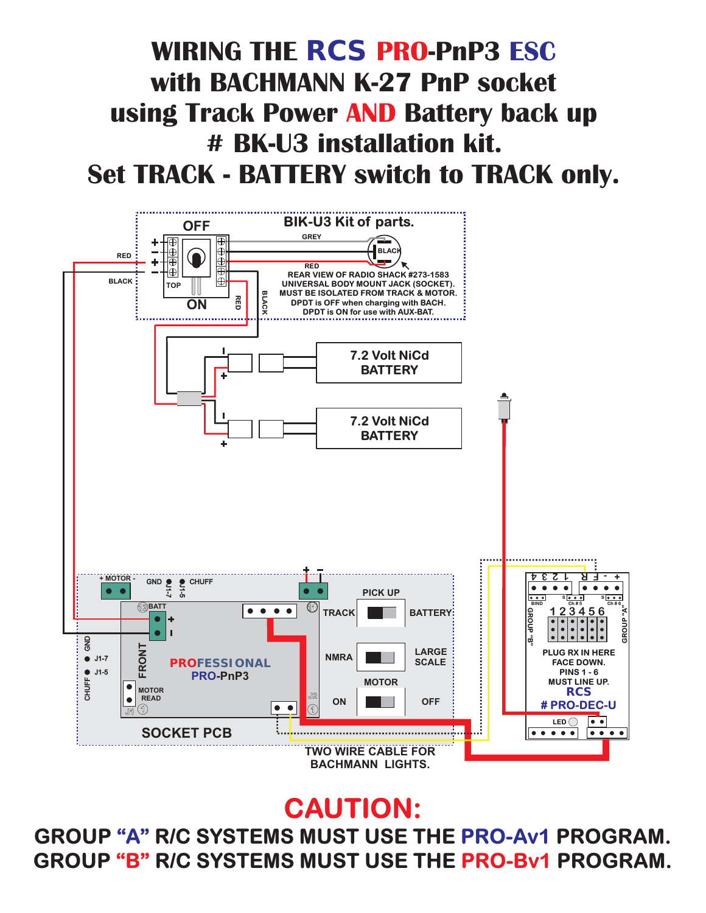# WIRING THE RCS PRO-PnP3 ESC with BACHMANN K-27 PnP socket using Track Power AND Battery back up # BK-U3 installation kit. Set TRACK - BATTERY switch to TRACK only.

BIK-U3 Kit of parts.

OFF

ON

TOP

GREY

BLACK

RED

REAR VIEW OF RADIO SHACK #273-1583 UNIVERSAL BODY MOUNT JACK (SOCKET). MUST BE ISOLATED FROM TRACK & MOTOR. DPDT is OFF when charging with BACH. DPDT is ON for use with AUX-BAT.

7.2 Volt NiCd BATTERY

7.2 Volt NiCd BATTERY

+ MOTOR -

GND

CHUFF

J1-7

J1-5

BATT

FRONT

PROFESSIONAL PRO-PnP3

MOTOR READ

PICK UP

TRACK

BATTERY

NMRA

LARGE SCALE

MOTOR

ON

OFF

SOCKET PCB

TWO WIRE CABLE FOR BACHMANN LIGHTS.

BIND

GROUP "B"

GROUP "A"

Ch # 5

Ch # 6

1 2 3 4 5 6

PLUG RX IN HERE FACE DOWN. PINS 1 - 6 MUST LINE UP.

RCS # PRO-DEC-U

LED

## CAUTION:

GROUP "A" R/C SYSTEMS MUST USE THE PRO-Av1 PROGRAM.
GROUP "B" R/C SYSTEMS MUST USE THE PRO-Bv1 PROGRAM.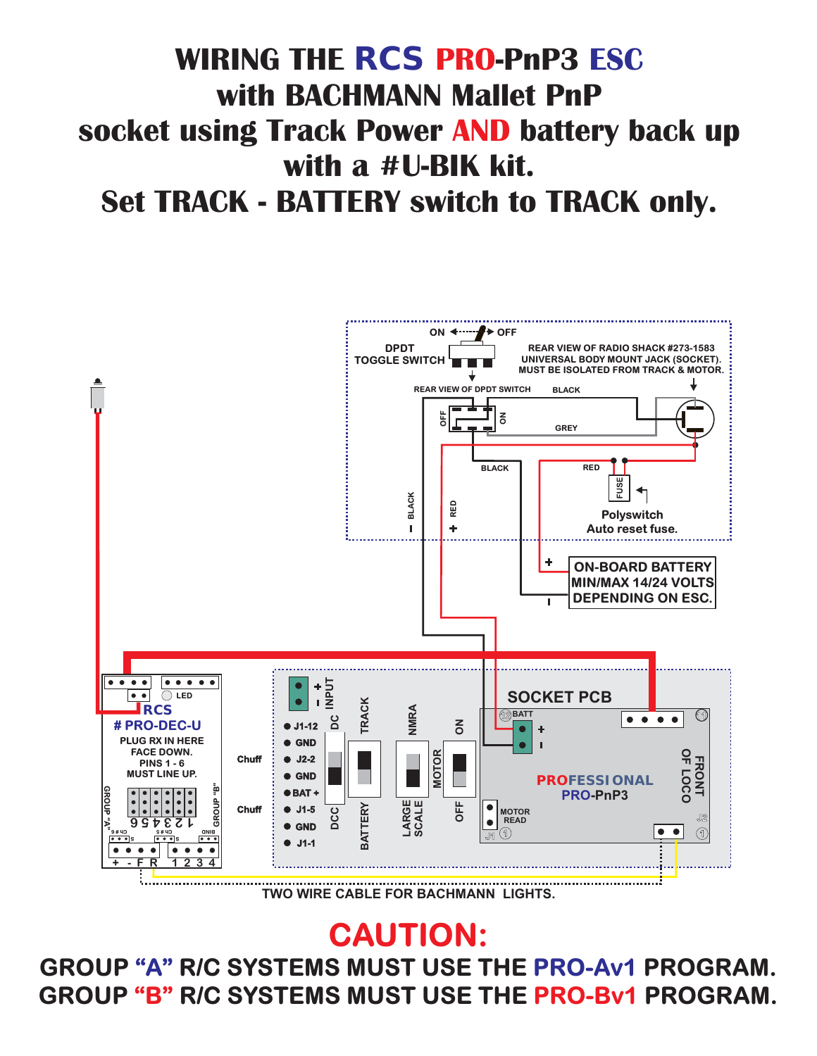# WIRING THE RCS PRO-PnP3 ESC with BACHMANN Mallet PnP socket using Track Power AND battery back up with a #U-BIK kit. Set TRACK - BATTERY switch to TRACK only.

ON OFF

DPDT TOGGLE SWITCH

REAR VIEW OF RADIO SHACK #273-1583 UNIVERSAL BODY MOUNT JACK (SOCKET). MUST BE ISOLATED FROM TRACK & MOTOR.

REAR VIEW OF DPDT SWITCH

BLACK

OFF ON

GREY

BLACK

RED

FUSE

Polyswitch Auto reset fuse.

– BLACK

RED +

+

ON-BOARD BATTERY MIN/MAX 14/24 VOLTS DEPENDING ON ESC.

–

LED

RCS # PRO-DEC-U

PLUG RX IN HERE FACE DOWN. PINS 1 - 6 MUST LINE UP.

GROUP "A"

GROUP "B"

6 5 4 3 2 1

CH #6 CH #5 BIND

+ - F R 1 2 3 4

Chuff

Chuff

+ – INPUT

J1-12 GND J2-2 GND BAT + J1-5 GND J1-1

DC DCC

TRACK BATTERY

NMRA LARGE SCALE

MOTOR

ON OFF

SOCKET PCB

12 BATT + –

PROFESSIONAL PRO-PnP3

FRONT OF LOCO

MOTOR READ

J1 1

J2 1

11

TWO WIRE CABLE FOR BACHMANN LIGHTS.

## CAUTION:

**GROUP "A" R/C SYSTEMS MUST USE THE PRO-Av1 PROGRAM.**
**GROUP "B" R/C SYSTEMS MUST USE THE PRO-Bv1 PROGRAM.**